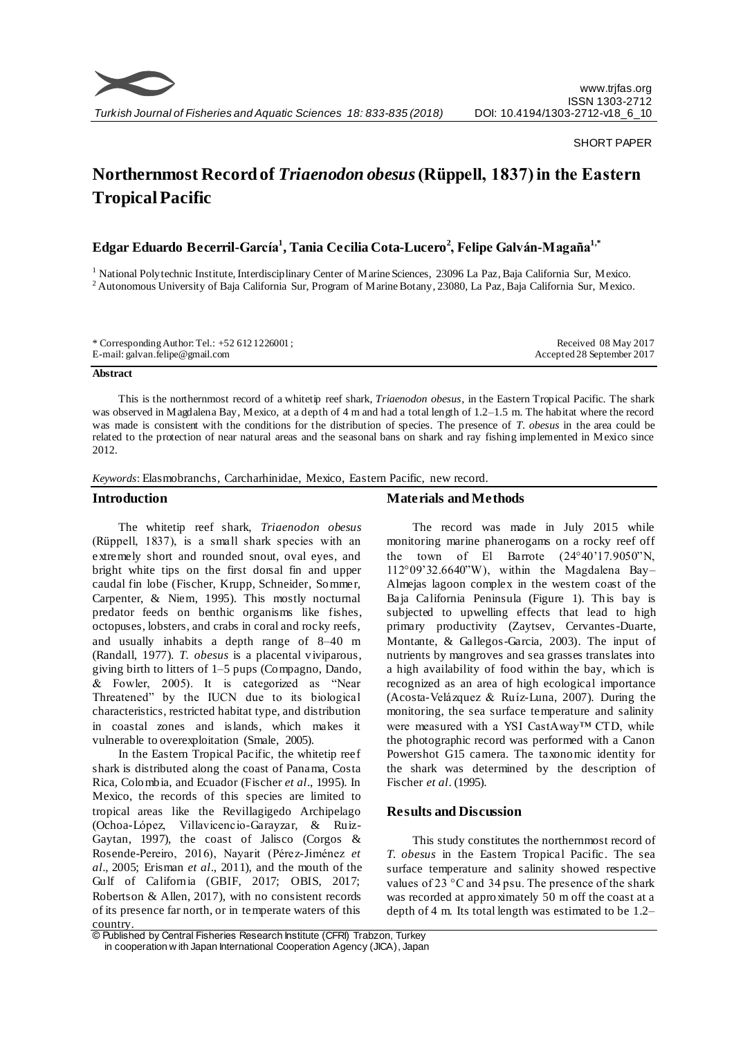SHORT PAPER

# Northernmost Record of *Triaenodon obesus* (Rüppell, 1837) in the Eastern Tropical Pacific

## Edgar Eduardo Becerril-García[1], Tania Cecilia Cota-Lucero[2], Felipe Galván-Magaña[1,*]

[1] National Polytechnic Institute, Interdisciplinary Center of Marine Sciences, 23096 La Paz, Baja California Sur, Mexico.
[2] Autonomous University of Baja California Sur, Program of Marine Botany, 23080, La Paz, Baja California Sur, Mexico.

\* Corresponding Author: Tel.: +52 612 1226001 ;
E-mail: galvan.felipe@gmail.com

Received 08 May 2017
Accepted 28 September 2017

### Abstract

This is the northernmost record of a whitetip reef shark, *Triaenodon obesus*, in the Eastern Tropical Pacific. The shark was observed in Magdalena Bay, Mexico, at a depth of 4 m and had a total length of 1.2–1.5 m. The habitat where the record was made is consistent with the conditions for the distribution of species. The presence of *T. obesus* in the area could be related to the protection of near natural areas and the seasonal bans on shark and ray fishing implemented in Mexico since 2012.

*Keywords*: Elasmobranchs, Carcharhinidae, Mexico, Eastern Pacific, new record.

## Introduction

The whitetip reef shark, *Triaenodon obesus* (Rüppell, 1837), is a small shark species with an extremely short and rounded snout, oval eyes, and bright white tips on the first dorsal fin and upper caudal fin lobe (Fischer, Krupp, Schneider, Sommer, Carpenter, & Niem, 1995). This mostly nocturnal predator feeds on benthic organisms like fishes, octopuses, lobsters, and crabs in coral and rocky reefs, and usually inhabits a depth range of 8–40 m (Randall, 1977). *T. obesus* is a placental viviparous, giving birth to litters of 1–5 pups (Compagno, Dando, & Fowler, 2005). It is categorized as "Near Threatened" by the IUCN due to its biological characteristics, restricted habitat type, and distribution in coastal zones and islands, which makes it vulnerable to overexploitation (Smale, 2005).

In the Eastern Tropical Pacific, the whitetip reef shark is distributed along the coast of Panama, Costa Rica, Colombia, and Ecuador (Fischer *et al*., 1995). In Mexico, the records of this species are limited to tropical areas like the Revillagigedo Archipelago (Ochoa-López, Villavicencio-Garayzar, & Ruiz-Gaytan, 1997), the coast of Jalisco (Corgos & Rosende-Pereiro, 2016), Nayarit (Pérez-Jiménez *et al*., 2005; Erisman *et al*., 2011), and the mouth of the Gulf of California (GBIF, 2017; OBIS, 2017; Robertson & Allen, 2017), with no consistent records of its presence far north, or in temperate waters of this country.

## Materials and Methods

The record was made in July 2015 while monitoring marine phanerogams on a rocky reef off the town of El Barrote (24°40'17.9050"N, 112°09'32.6640"W), within the Magdalena Bay–Almejas lagoon complex in the western coast of the Baja California Peninsula (Figure 1). This bay is subjected to upwelling effects that lead to high primary productivity (Zaytsev, Cervantes-Duarte, Montante, & Gallegos-Garcia, 2003). The input of nutrients by mangroves and sea grasses translates into a high availability of food within the bay, which is recognized as an area of high ecological importance (Acosta-Velázquez & Ruíz-Luna, 2007). During the monitoring, the sea surface temperature and salinity were measured with a YSI CastAway™ CTD, while the photographic record was performed with a Canon Powershot G15 camera. The taxonomic identity for the shark was determined by the description of Fischer *et al*. (1995).

## Results and Discussion

This study constitutes the northernmost record of *T. obesus* in the Eastern Tropical Pacific. The sea surface temperature and salinity showed respective values of 23 °C and 34 psu. The presence of the shark was recorded at approximately 50 m off the coast at a depth of 4 m. Its total length was estimated to be 1.2–

© Published by Central Fisheries Research Institute (CFRI) Trabzon, Turkey in cooperation with Japan International Cooperation Agency (JICA), Japan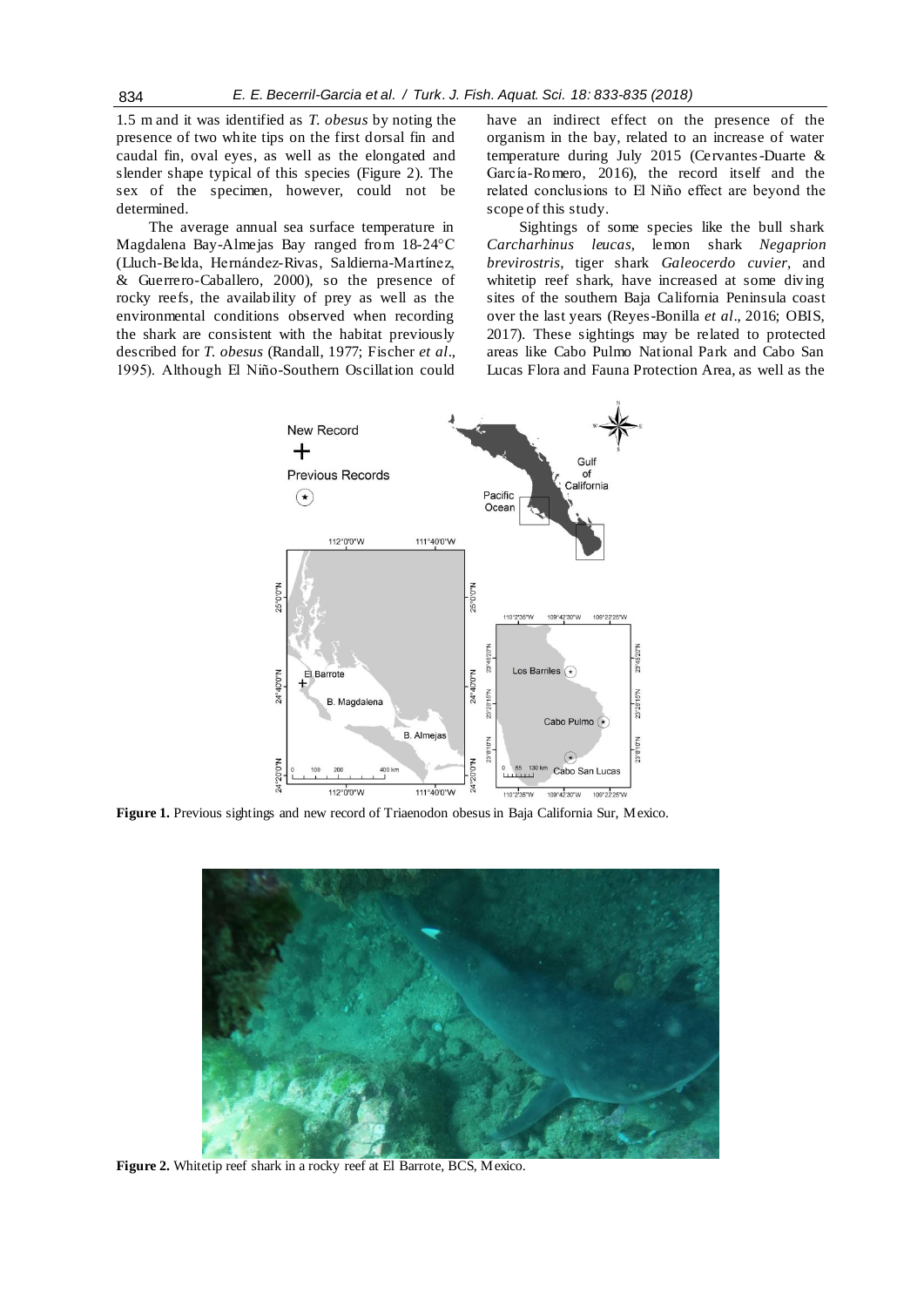1.5 m and it was identified as *T. obesus* by noting the presence of two white tips on the first dorsal fin and caudal fin, oval eyes, as well as the elongated and slender shape typical of this species (Figure 2). The sex of the specimen, however, could not be determined.

The average annual sea surface temperature in Magdalena Bay-Almejas Bay ranged from 18-24°C (Lluch-Belda, Hernández-Rivas, Saldierna-Martínez, & Guerrero-Caballero, 2000), so the presence of rocky reefs, the availability of prey as well as the environmental conditions observed when recording the shark are consistent with the habitat previously described for *T. obesus* (Randall, 1977; Fischer *et al*., 1995). Although El Niño-Southern Oscillation could have an indirect effect on the presence of the organism in the bay, related to an increase of water temperature during July 2015 (Cervantes-Duarte & García-Romero, 2016), the record itself and the related conclusions to El Niño effect are beyond the scope of this study.

Sightings of some species like the bull shark *Carcharhinus leucas*, lemon shark *Negaprion brevirostris*, tiger shark *Galeocerdo cuvier*, and whitetip reef shark, have increased at some diving sites of the southern Baja California Peninsula coast over the last years (Reyes-Bonilla *et al*., 2016; OBIS, 2017). These sightings may be related to protected areas like Cabo Pulmo National Park and Cabo San Lucas Flora and Fauna Protection Area, as well as the

**Figure 1.** Previous sightings and new record of Triaenodon obesus in Baja California Sur, Mexico.

**Figure 2.** Whitetip reef shark in a rocky reef at El Barrote, BCS, Mexico.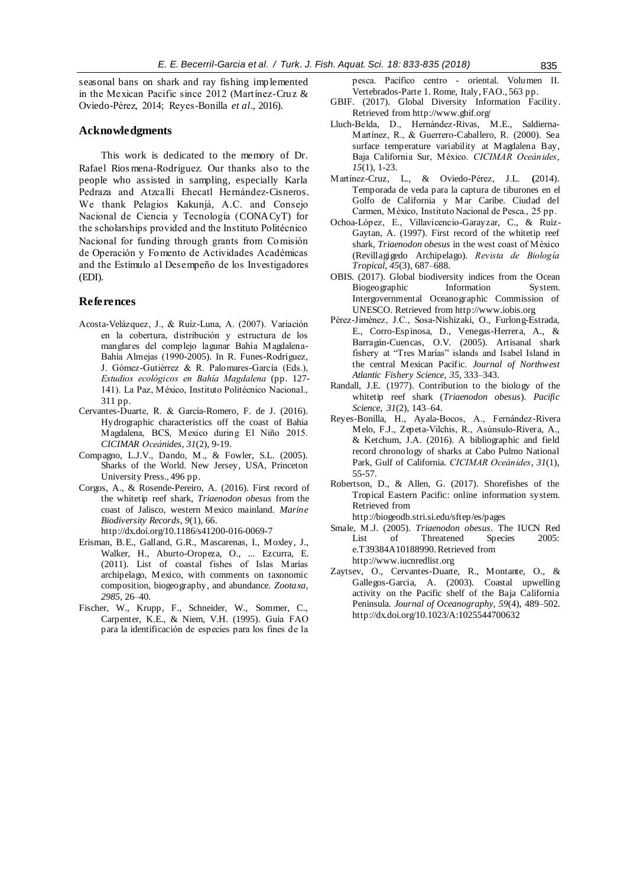seasonal bans on shark and ray fishing implemented in the Mexican Pacific since 2012 (Martínez-Cruz & Oviedo-Pérez, 2014; Reyes-Bonilla *et al*., 2016).

## Acknowledgments

This work is dedicated to the memory of Dr. Rafael Riosmena-Rodríguez. Our thanks also to the people who assisted in sampling, especially Karla Pedraza and Atzcalli Ehecatl Hernández-Cisneros. We thank Pelagios Kakunjá, A.C. and Consejo Nacional de Ciencia y Tecnología (CONACyT) for the scholarships provided and the Instituto Politécnico Nacional for funding through grants from Comisión de Operación y Fomento de Actividades Académicas and the Estímulo al Desempeño de los Investigadores (EDI).

## References

Acosta-Velázquez, J., & Ruíz-Luna, A. (2007). Variación en la cobertura, distribución y estructura de los manglares del complejo lagunar Bahía Magdalena-Bahía Almejas (1990-2005). In R. Funes-Rodríguez, J. Gómez-Gutiérrez & R. Palomares-García (Eds.), *Estudios ecológicos en Bahía Magdalena* (pp. 127-141). La Paz, México, Instituto Politécnico Nacional., 311 pp.

Cervantes-Duarte, R. & García-Romero, F. de J. (2016). Hydrographic characteristics off the coast of Bahia Magdalena, BCS, Mexico during El Niño 2015. *CICIMAR Oceánides*, *31*(2), 9-19.

Compagno, L.J.V., Dando, M., & Fowler, S.L. (2005). Sharks of the World. New Jersey, USA, Princeton University Press., 496 pp.

Corgos, A., & Rosende-Pereiro, A. (2016). First record of the whitetip reef shark, *Triaenodon obesus* from the coast of Jalisco, western Mexico mainland. *Marine Biodiversity Records*, *9*(1), 66. http://dx.doi.org/10.1186/s41200-016-0069-7

Erisman, B.E., Galland, G.R., Mascarenas, I., Moxley, J., Walker, H., Aburto-Oropeza, O., ... Ezcurra, E. (2011). List of coastal fishes of Islas Marías archipelago, Mexico, with comments on taxonomic composition, biogeography, and abundance. *Zootaxa*, *2985*, 26–40.

Fischer, W., Krupp, F., Schneider, W., Sommer, C., Carpenter, K.E., & Niem, V.H. (1995). Guía FAO para la identificación de especies para los fines de la pesca. Pacífico centro - oriental. Volumen II. Vertebrados-Parte 1. Rome, Italy, FAO., 563 pp.

GBIF. (2017). Global Diversity Information Facility. Retrieved from http://www.gbif.org/

Lluch-Belda, D., Hernández-Rivas, M.E., Saldierna-Martínez, R., & Guerrero-Caballero, R. (2000). Sea surface temperature variability at Magdalena Bay, Baja California Sur, México. *CICIMAR Oceánides*, *15*(1), 1-23.

Martínez-Cruz, L., & Oviedo-Pérez, J.L. (2014). Temporada de veda para la captura de tiburones en el Golfo de California y Mar Caribe. Ciudad del Carmen, México, Instituto Nacional de Pesca., 25 pp.

Ochoa-López, E., Villavicencio-Garayzar, C., & Ruiz-Gaytan, A. (1997). First record of the whitetip reef shark, *Triaenodon obesus* in the west coast of México (Revillagigedo Archipelago). *Revista de Biología Tropical*, *45*(3), 687–688.

OBIS. (2017). Global biodiversity indices from the Ocean Biogeographic Information System. Intergovernmental Oceanographic Commission of UNESCO. Retrieved from http://www.iobis.org

Pérez-Jiménez, J.C., Sosa-Nishizaki, O., Furlong-Estrada, E., Corro-Espinosa, D., Venegas-Herrera, A., & Barragán-Cuencas, O.V. (2005). Artisanal shark fishery at "Tres Marías" islands and Isabel Island in the central Mexican Pacific. *Journal of Northwest Atlantic Fishery Science*, *35*, 333–343.

Randall, J.E. (1977). Contribution to the biology of the whitetip reef shark (*Triaenodon obesus*). *Pacific Science*, *31*(2), 143–64.

Reyes-Bonilla, H., Ayala-Bocos, A., Fernández-Rivera Melo, F.J., Zepeta-Vilchis, R., Asúnsulo-Rivera, A., & Ketchum, J.A. (2016). A bibliographic and field record chronology of sharks at Cabo Pulmo National Park, Gulf of California. *CICIMAR Oceánides*, *31*(1), 55-57.

Robertson, D., & Allen, G. (2017). Shorefishes of the Tropical Eastern Pacific: online information system. Retrieved from http://biogeodb.stri.si.edu/sftep/es/pages

Smale, M.J. (2005). *Triaenodon obesus*. The IUCN Red List of Threatened Species 2005: e.T39384A10188990. Retrieved from http://www.iucnredlist.org

Zaytsev, O., Cervantes-Duarte, R., Montante, O., & Gallegos-Garcia, A. (2003). Coastal upwelling activity on the Pacific shelf of the Baja California Peninsula. *Journal of Oceanography*, *59*(4), 489–502. http://dx.doi.org/10.1023/A:1025544700632